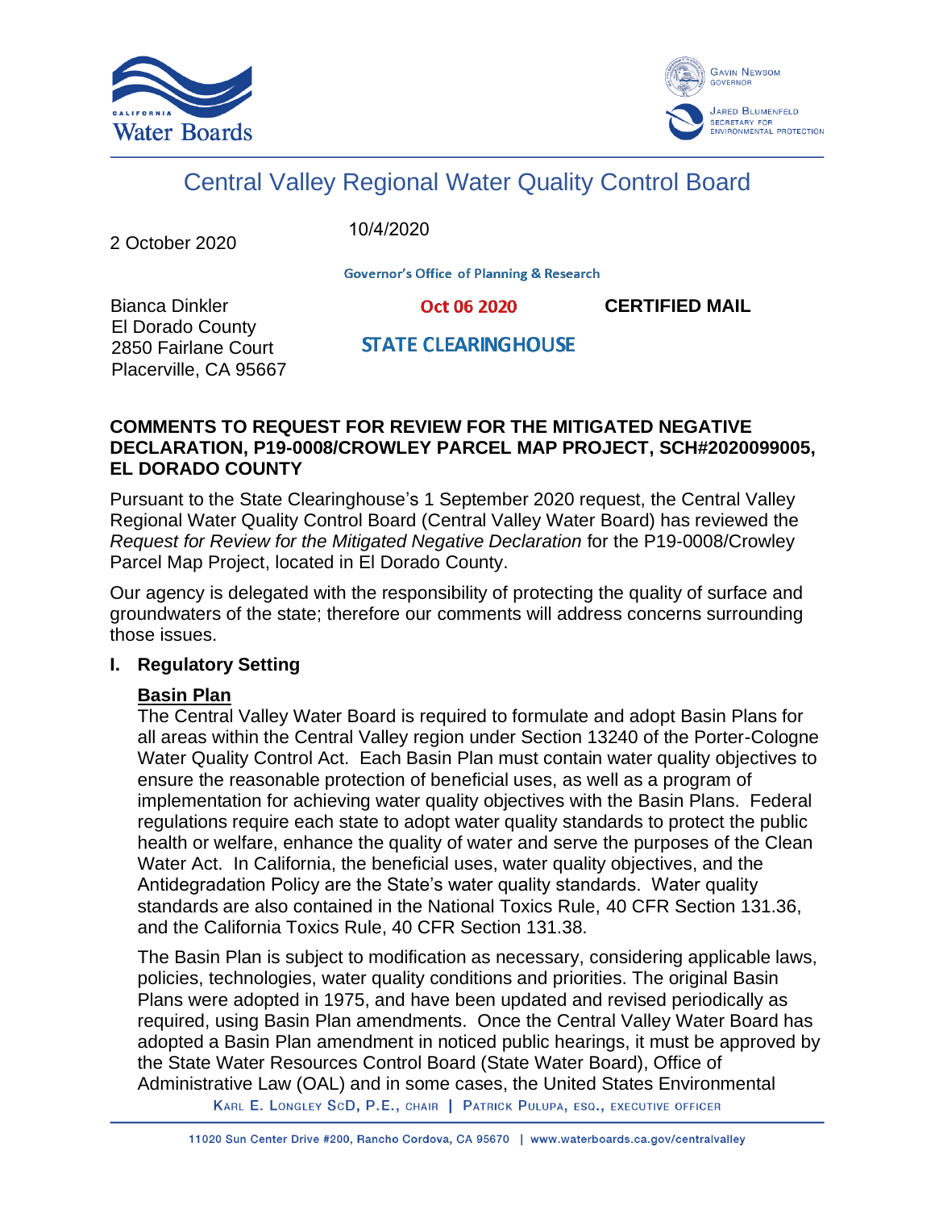California Water Boards

Gavin Newsom, Governor
Jared Blumenfeld, Secretary for Environmental Protection

# Central Valley Regional Water Quality Control Board

2 October 2020

10/4/2020

Governor's Office of Planning & Research

Oct 06 2020

STATE CLEARINGHOUSE

Bianca Dinkler
El Dorado County
2850 Fairlane Court
Placerville, CA 95667

**CERTIFIED MAIL**

**COMMENTS TO REQUEST FOR REVIEW FOR THE MITIGATED NEGATIVE DECLARATION, P19-0008/CROWLEY PARCEL MAP PROJECT, SCH#2020099005, EL DORADO COUNTY**

Pursuant to the State Clearinghouse's 1 September 2020 request, the Central Valley Regional Water Quality Control Board (Central Valley Water Board) has reviewed the *Request for Review for the Mitigated Negative Declaration* for the P19-0008/Crowley Parcel Map Project, located in El Dorado County.

Our agency is delegated with the responsibility of protecting the quality of surface and groundwaters of the state; therefore our comments will address concerns surrounding those issues.

## I. Regulatory Setting

**Basin Plan**

The Central Valley Water Board is required to formulate and adopt Basin Plans for all areas within the Central Valley region under Section 13240 of the Porter-Cologne Water Quality Control Act. Each Basin Plan must contain water quality objectives to ensure the reasonable protection of beneficial uses, as well as a program of implementation for achieving water quality objectives with the Basin Plans. Federal regulations require each state to adopt water quality standards to protect the public health or welfare, enhance the quality of water and serve the purposes of the Clean Water Act. In California, the beneficial uses, water quality objectives, and the Antidegradation Policy are the State's water quality standards. Water quality standards are also contained in the National Toxics Rule, 40 CFR Section 131.36, and the California Toxics Rule, 40 CFR Section 131.38.

The Basin Plan is subject to modification as necessary, considering applicable laws, policies, technologies, water quality conditions and priorities. The original Basin Plans were adopted in 1975, and have been updated and revised periodically as required, using Basin Plan amendments. Once the Central Valley Water Board has adopted a Basin Plan amendment in noticed public hearings, it must be approved by the State Water Resources Control Board (State Water Board), Office of Administrative Law (OAL) and in some cases, the United States Environmental

Karl E. Longley ScD, P.E., Chair | Patrick Pulupa, Esq., Executive Officer

11020 Sun Center Drive #200, Rancho Cordova, CA 95670 | www.waterboards.ca.gov/centralvalley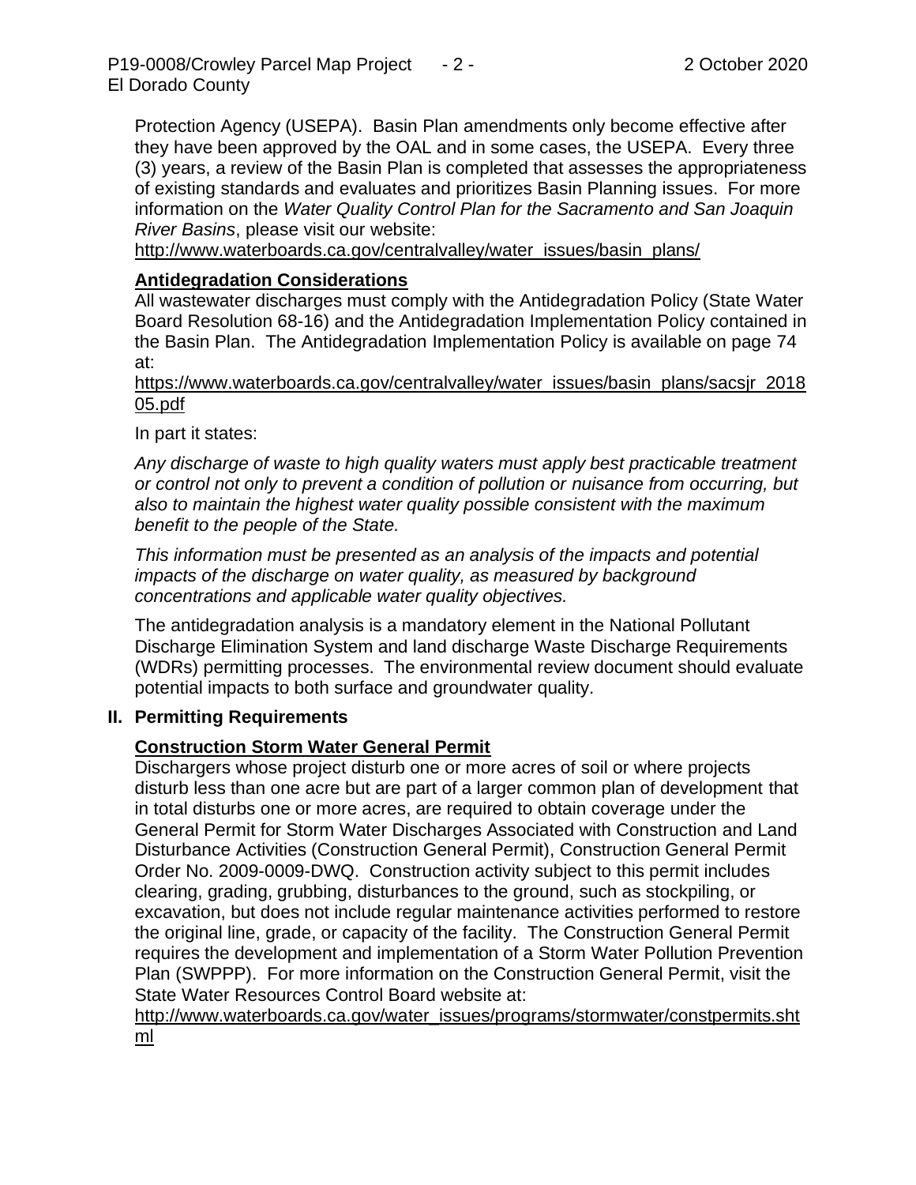Protection Agency (USEPA). Basin Plan amendments only become effective after they have been approved by the OAL and in some cases, the USEPA. Every three (3) years, a review of the Basin Plan is completed that assesses the appropriateness of existing standards and evaluates and prioritizes Basin Planning issues. For more information on the *Water Quality Control Plan for the Sacramento and San Joaquin River Basins*, please visit our website:
http://www.waterboards.ca.gov/centralvalley/water_issues/basin_plans/

### Antidegradation Considerations

All wastewater discharges must comply with the Antidegradation Policy (State Water Board Resolution 68-16) and the Antidegradation Implementation Policy contained in the Basin Plan. The Antidegradation Implementation Policy is available on page 74 at:
https://www.waterboards.ca.gov/centralvalley/water_issues/basin_plans/sacsjr_201805.pdf

In part it states:

*Any discharge of waste to high quality waters must apply best practicable treatment or control not only to prevent a condition of pollution or nuisance from occurring, but also to maintain the highest water quality possible consistent with the maximum benefit to the people of the State.*

*This information must be presented as an analysis of the impacts and potential impacts of the discharge on water quality, as measured by background concentrations and applicable water quality objectives.*

The antidegradation analysis is a mandatory element in the National Pollutant Discharge Elimination System and land discharge Waste Discharge Requirements (WDRs) permitting processes. The environmental review document should evaluate potential impacts to both surface and groundwater quality.

## II. Permitting Requirements

### Construction Storm Water General Permit

Dischargers whose project disturb one or more acres of soil or where projects disturb less than one acre but are part of a larger common plan of development that in total disturbs one or more acres, are required to obtain coverage under the General Permit for Storm Water Discharges Associated with Construction and Land Disturbance Activities (Construction General Permit), Construction General Permit Order No. 2009-0009-DWQ. Construction activity subject to this permit includes clearing, grading, grubbing, disturbances to the ground, such as stockpiling, or excavation, but does not include regular maintenance activities performed to restore the original line, grade, or capacity of the facility. The Construction General Permit requires the development and implementation of a Storm Water Pollution Prevention Plan (SWPPP). For more information on the Construction General Permit, visit the State Water Resources Control Board website at:
http://www.waterboards.ca.gov/water_issues/programs/stormwater/constpermits.shtml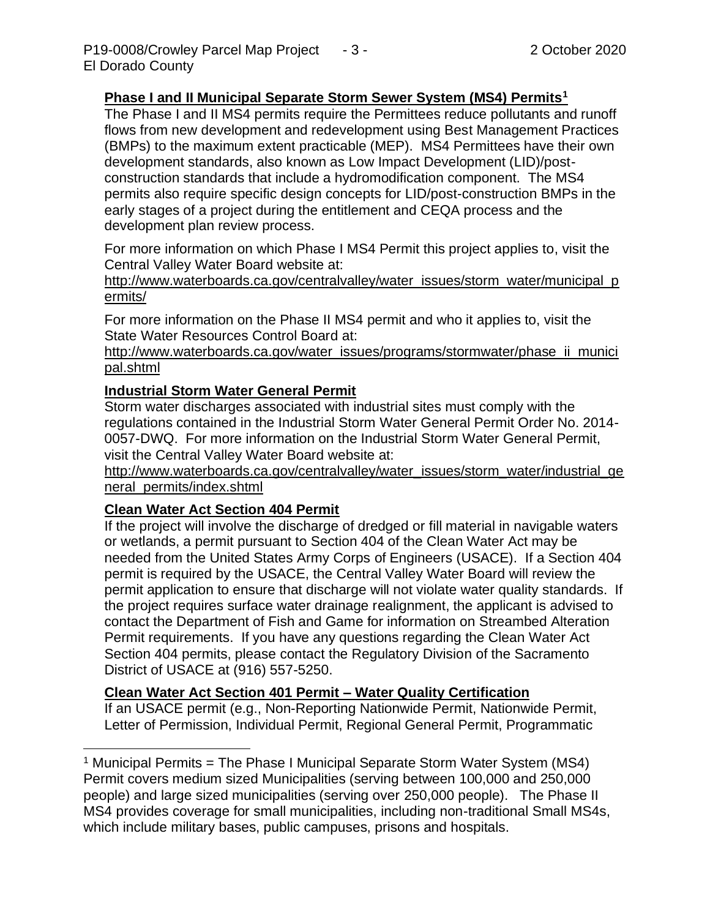**Phase I and II Municipal Separate Storm Sewer System (MS4) Permits[1]**

The Phase I and II MS4 permits require the Permittees reduce pollutants and runoff flows from new development and redevelopment using Best Management Practices (BMPs) to the maximum extent practicable (MEP). MS4 Permittees have their own development standards, also known as Low Impact Development (LID)/post-construction standards that include a hydromodification component. The MS4 permits also require specific design concepts for LID/post-construction BMPs in the early stages of a project during the entitlement and CEQA process and the development plan review process.

For more information on which Phase I MS4 Permit this project applies to, visit the Central Valley Water Board website at:
http://www.waterboards.ca.gov/centralvalley/water_issues/storm_water/municipal_permits/

For more information on the Phase II MS4 permit and who it applies to, visit the State Water Resources Control Board at:
http://www.waterboards.ca.gov/water_issues/programs/stormwater/phase_ii_municipal.shtml

**Industrial Storm Water General Permit**

Storm water discharges associated with industrial sites must comply with the regulations contained in the Industrial Storm Water General Permit Order No. 2014-0057-DWQ. For more information on the Industrial Storm Water General Permit, visit the Central Valley Water Board website at:
http://www.waterboards.ca.gov/centralvalley/water_issues/storm_water/industrial_general_permits/index.shtml

**Clean Water Act Section 404 Permit**

If the project will involve the discharge of dredged or fill material in navigable waters or wetlands, a permit pursuant to Section 404 of the Clean Water Act may be needed from the United States Army Corps of Engineers (USACE). If a Section 404 permit is required by the USACE, the Central Valley Water Board will review the permit application to ensure that discharge will not violate water quality standards. If the project requires surface water drainage realignment, the applicant is advised to contact the Department of Fish and Game for information on Streambed Alteration Permit requirements. If you have any questions regarding the Clean Water Act Section 404 permits, please contact the Regulatory Division of the Sacramento District of USACE at (916) 557-5250.

**Clean Water Act Section 401 Permit – Water Quality Certification**

If an USACE permit (e.g., Non-Reporting Nationwide Permit, Nationwide Permit, Letter of Permission, Individual Permit, Regional General Permit, Programmatic

---

[1] Municipal Permits = The Phase I Municipal Separate Storm Water System (MS4) Permit covers medium sized Municipalities (serving between 100,000 and 250,000 people) and large sized municipalities (serving over 250,000 people). The Phase II MS4 provides coverage for small municipalities, including non-traditional Small MS4s, which include military bases, public campuses, prisons and hospitals.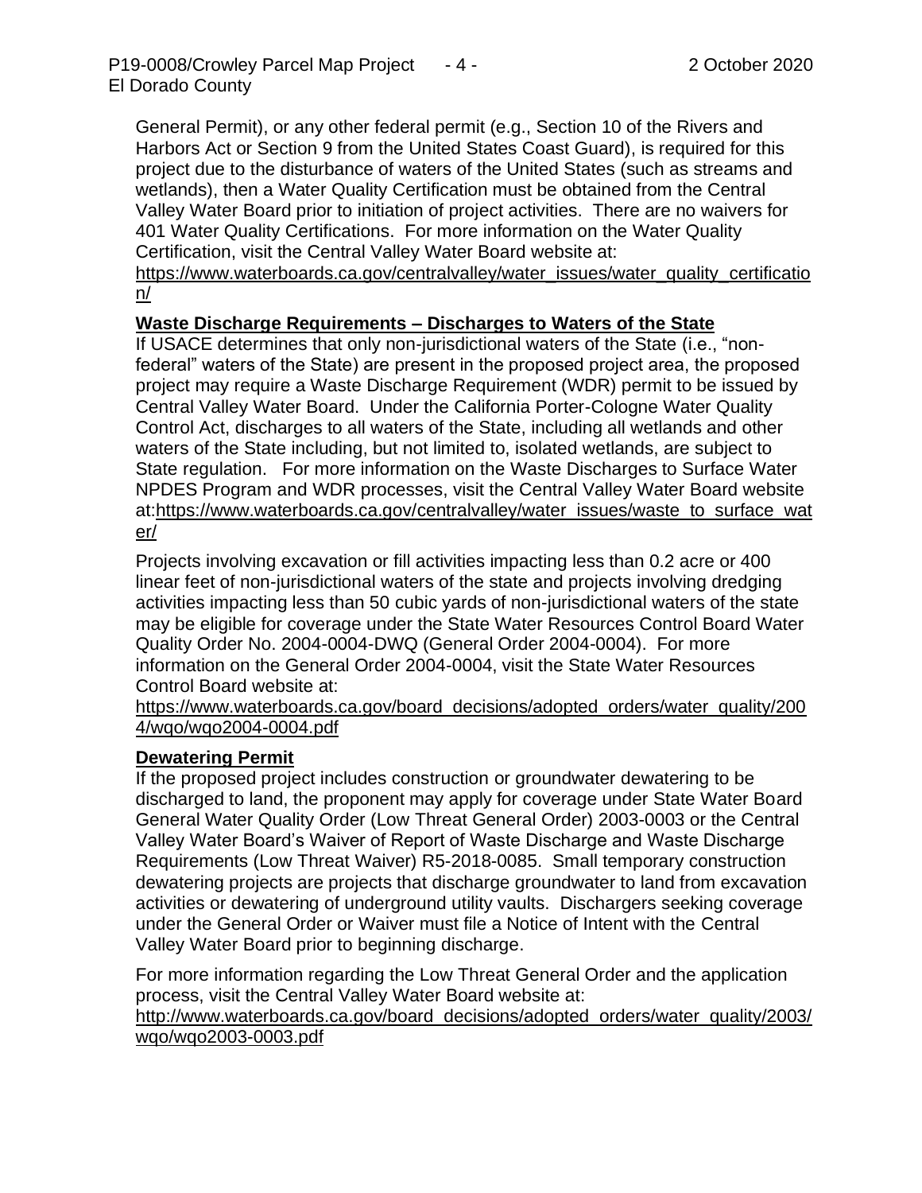General Permit), or any other federal permit (e.g., Section 10 of the Rivers and Harbors Act or Section 9 from the United States Coast Guard), is required for this project due to the disturbance of waters of the United States (such as streams and wetlands), then a Water Quality Certification must be obtained from the Central Valley Water Board prior to initiation of project activities. There are no waivers for 401 Water Quality Certifications. For more information on the Water Quality Certification, visit the Central Valley Water Board website at: https://www.waterboards.ca.gov/centralvalley/water_issues/water_quality_certification/

**Waste Discharge Requirements – Discharges to Waters of the State**

If USACE determines that only non-jurisdictional waters of the State (i.e., "non-federal" waters of the State) are present in the proposed project area, the proposed project may require a Waste Discharge Requirement (WDR) permit to be issued by Central Valley Water Board. Under the California Porter-Cologne Water Quality Control Act, discharges to all waters of the State, including all wetlands and other waters of the State including, but not limited to, isolated wetlands, are subject to State regulation. For more information on the Waste Discharges to Surface Water NPDES Program and WDR processes, visit the Central Valley Water Board website at:https://www.waterboards.ca.gov/centralvalley/water_issues/waste_to_surface_water/

Projects involving excavation or fill activities impacting less than 0.2 acre or 400 linear feet of non-jurisdictional waters of the state and projects involving dredging activities impacting less than 50 cubic yards of non-jurisdictional waters of the state may be eligible for coverage under the State Water Resources Control Board Water Quality Order No. 2004-0004-DWQ (General Order 2004-0004). For more information on the General Order 2004-0004, visit the State Water Resources Control Board website at:

https://www.waterboards.ca.gov/board_decisions/adopted_orders/water_quality/2004/wqo/wqo2004-0004.pdf

**Dewatering Permit**

If the proposed project includes construction or groundwater dewatering to be discharged to land, the proponent may apply for coverage under State Water Board General Water Quality Order (Low Threat General Order) 2003-0003 or the Central Valley Water Board's Waiver of Report of Waste Discharge and Waste Discharge Requirements (Low Threat Waiver) R5-2018-0085. Small temporary construction dewatering projects are projects that discharge groundwater to land from excavation activities or dewatering of underground utility vaults. Dischargers seeking coverage under the General Order or Waiver must file a Notice of Intent with the Central Valley Water Board prior to beginning discharge.

For more information regarding the Low Threat General Order and the application process, visit the Central Valley Water Board website at:

http://www.waterboards.ca.gov/board_decisions/adopted_orders/water_quality/2003/wqo/wqo2003-0003.pdf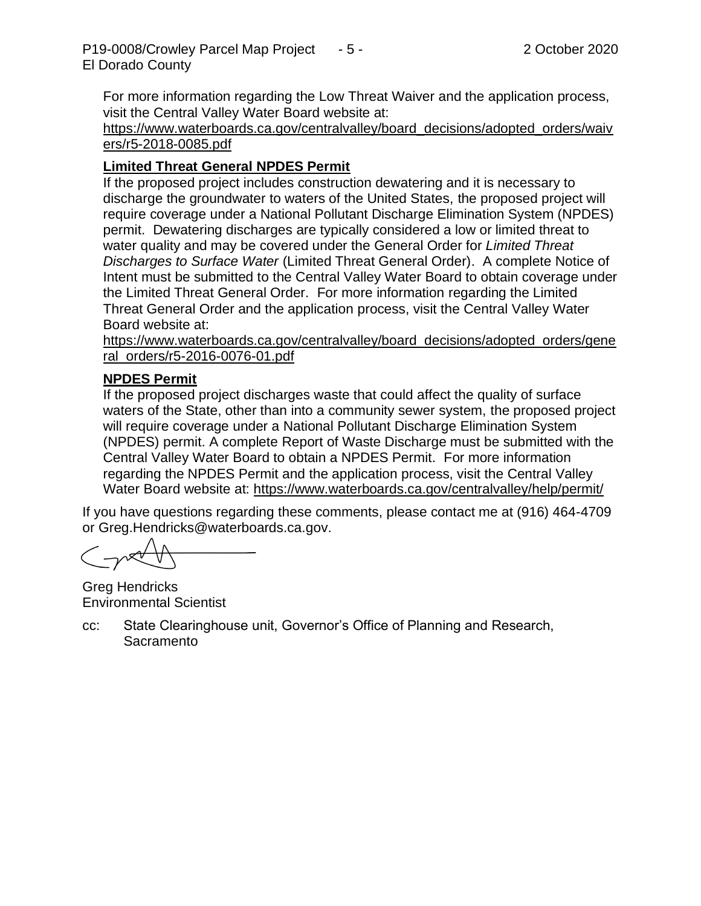For more information regarding the Low Threat Waiver and the application process, visit the Central Valley Water Board website at:
https://www.waterboards.ca.gov/centralvalley/board_decisions/adopted_orders/waivers/r5-2018-0085.pdf

**Limited Threat General NPDES Permit**

If the proposed project includes construction dewatering and it is necessary to discharge the groundwater to waters of the United States, the proposed project will require coverage under a National Pollutant Discharge Elimination System (NPDES) permit. Dewatering discharges are typically considered a low or limited threat to water quality and may be covered under the General Order for *Limited Threat Discharges to Surface Water* (Limited Threat General Order). A complete Notice of Intent must be submitted to the Central Valley Water Board to obtain coverage under the Limited Threat General Order. For more information regarding the Limited Threat General Order and the application process, visit the Central Valley Water Board website at:
https://www.waterboards.ca.gov/centralvalley/board_decisions/adopted_orders/general_orders/r5-2016-0076-01.pdf

**NPDES Permit**

If the proposed project discharges waste that could affect the quality of surface waters of the State, other than into a community sewer system, the proposed project will require coverage under a National Pollutant Discharge Elimination System (NPDES) permit. A complete Report of Waste Discharge must be submitted with the Central Valley Water Board to obtain a NPDES Permit. For more information regarding the NPDES Permit and the application process, visit the Central Valley Water Board website at: https://www.waterboards.ca.gov/centralvalley/help/permit/

If you have questions regarding these comments, please contact me at (916) 464-4709 or Greg.Hendricks@waterboards.ca.gov.

Greg Hendricks
Environmental Scientist

cc: State Clearinghouse unit, Governor's Office of Planning and Research, Sacramento